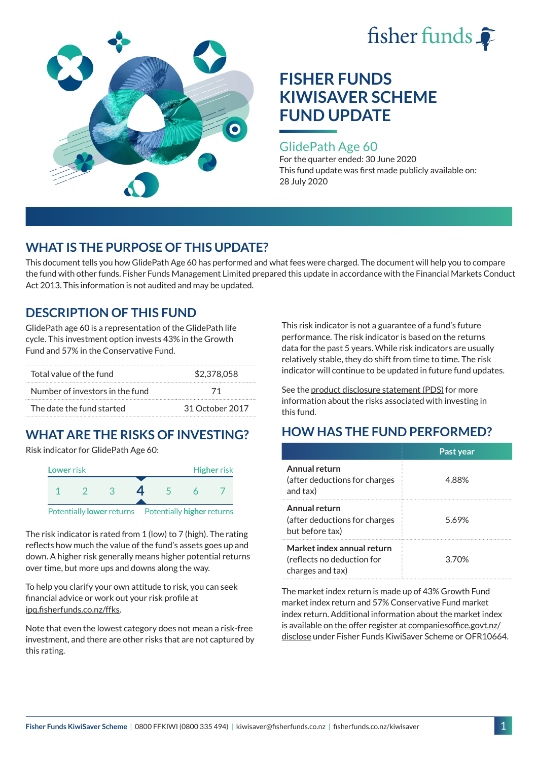fisher funds

# FISHER FUNDS KIWISAVER SCHEME FUND UPDATE

## GlidePath Age 60

For the quarter ended: 30 June 2020

This fund update was first made publicly available on: 28 July 2020

## WHAT IS THE PURPOSE OF THIS UPDATE?

This document tells you how GlidePath Age 60 has performed and what fees were charged. The document will help you to compare the fund with other funds. Fisher Funds Management Limited prepared this update in accordance with the Financial Markets Conduct Act 2013. This information is not audited and may be updated.

## DESCRIPTION OF THIS FUND

GlidePath age 60 is a representation of the GlidePath life cycle. This investment option invests 43% in the Growth Fund and 57% in the Conservative Fund.

| | |
|---|---|
| Total value of the fund | $2,378,058 |
| Number of investors in the fund | 71 |
| The date the fund started | 31 October 2017 |

## WHAT ARE THE RISKS OF INVESTING?

Risk indicator for GlidePath Age 60:

| Lower risk | | | | | | Higher risk |
|---|---|---|---|---|---|---|
| 1 | 2 | 3 | **4** | 5 | 6 | 7 |

Potentially **lower** returns — Potentially **higher** returns

The risk indicator is rated from 1 (low) to 7 (high). The rating reflects how much the value of the fund's assets goes up and down. A higher risk generally means higher potential returns over time, but more ups and downs along the way.

To help you clarify your own attitude to risk, you can seek financial advice or work out your risk profile at ipq.fisherfunds.co.nz/ffks.

Note that even the lowest category does not mean a risk-free investment, and there are other risks that are not captured by this rating.

This risk indicator is not a guarantee of a fund's future performance. The risk indicator is based on the returns data for the past 5 years. While risk indicators are usually relatively stable, they do shift from time to time. The risk indicator will continue to be updated in future fund updates.

See the product disclosure statement (PDS) for more information about the risks associated with investing in this fund.

## HOW HAS THE FUND PERFORMED?

| | Past year |
|---|---|
| **Annual return** (after deductions for charges and tax) | 4.88% |
| **Annual return** (after deductions for charges but before tax) | 5.69% |
| **Market index annual return** (reflects no deduction for charges and tax) | 3.70% |

The market index return is made up of 43% Growth Fund market index return and 57% Conservative Fund market index return. Additional information about the market index is available on the offer register at companiesoffice.govt.nz/disclose under Fisher Funds KiwiSaver Scheme or OFR10664.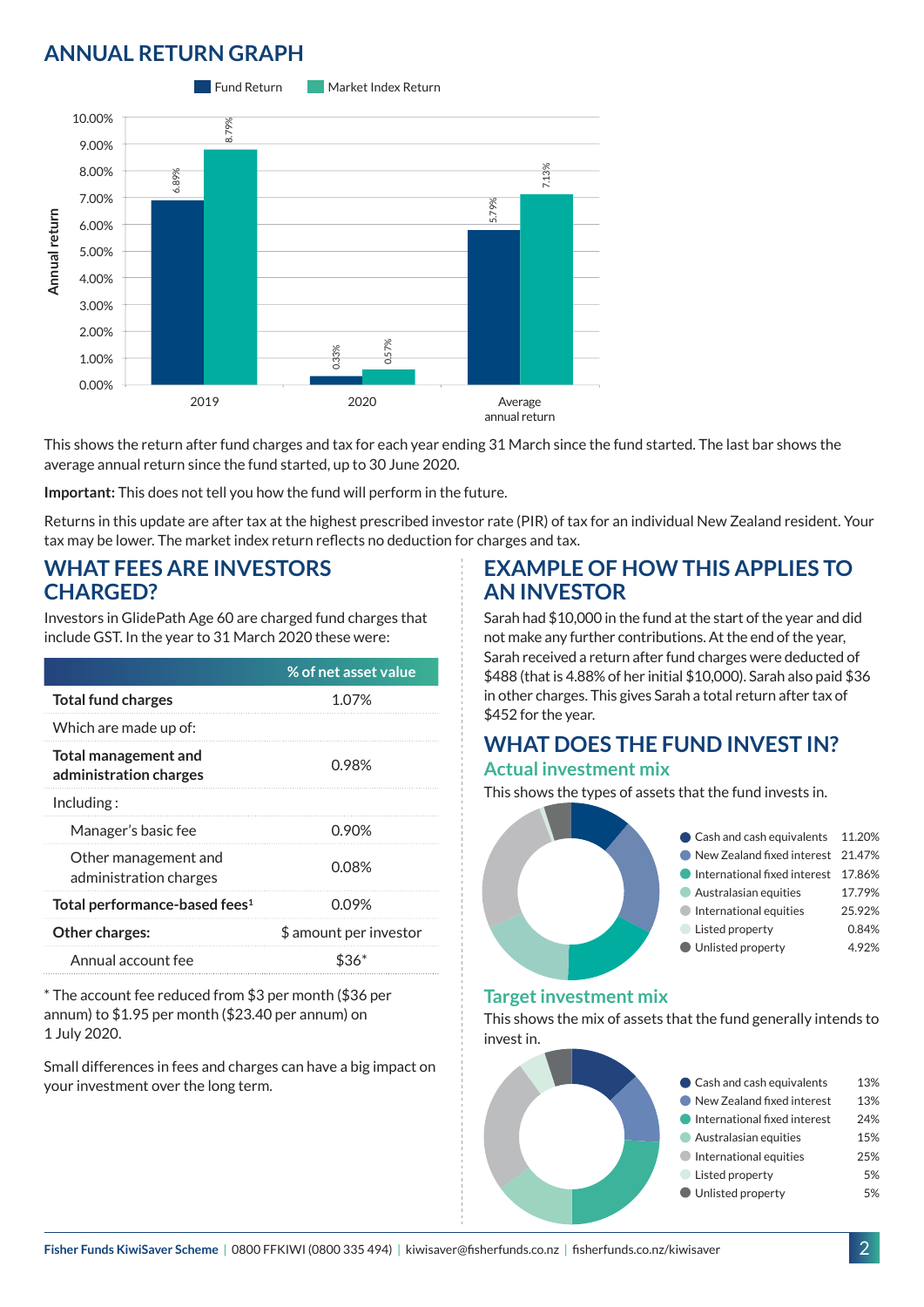## ANNUAL RETURN GRAPH

| | Fund Return | Market Index Return |
|---|---|---|
| 2019 | 6.89% | 8.79% |
| 2020 | 0.33% | 0.57% |
| Average annual return | 5.79% | 7.13% |

This shows the return after fund charges and tax for each year ending 31 March since the fund started. The last bar shows the average annual return since the fund started, up to 30 June 2020.

**Important:** This does not tell you how the fund will perform in the future.

Returns in this update are after tax at the highest prescribed investor rate (PIR) of tax for an individual New Zealand resident. Your tax may be lower. The market index return reflects no deduction for charges and tax.

## WHAT FEES ARE INVESTORS CHARGED?

Investors in GlidePath Age 60 are charged fund charges that include GST. In the year to 31 March 2020 these were:

| | % of net asset value |
|---|---|
| **Total fund charges** | 1.07% |
| Which are made up of: | |
| **Total management and administration charges** | 0.98% |
| Including : | |
| Manager's basic fee | 0.90% |
| Other management and administration charges | 0.08% |
| **Total performance-based fees[1]** | 0.09% |
| **Other charges:** | $ amount per investor |
| Annual account fee | $36* |

\* The account fee reduced from $3 per month ($36 per annum) to $1.95 per month ($23.40 per annum) on 1 July 2020.

Small differences in fees and charges can have a big impact on your investment over the long term.

## EXAMPLE OF HOW THIS APPLIES TO AN INVESTOR

Sarah had $10,000 in the fund at the start of the year and did not make any further contributions. At the end of the year, Sarah received a return after fund charges were deducted of $488 (that is 4.88% of her initial $10,000). Sarah also paid $36 in other charges. This gives Sarah a total return after tax of $452 for the year.

## WHAT DOES THE FUND INVEST IN?

### Actual investment mix

This shows the types of assets that the fund invests in.

| Asset type | % |
|---|---|
| Cash and cash equivalents | 11.20% |
| New Zealand fixed interest | 21.47% |
| International fixed interest | 17.86% |
| Australasian equities | 17.79% |
| International equities | 25.92% |
| Listed property | 0.84% |
| Unlisted property | 4.92% |

### Target investment mix

This shows the mix of assets that the fund generally intends to invest in.

| Asset type | % |
|---|---|
| Cash and cash equivalents | 13% |
| New Zealand fixed interest | 13% |
| International fixed interest | 24% |
| Australasian equities | 15% |
| International equities | 25% |
| Listed property | 5% |
| Unlisted property | 5% |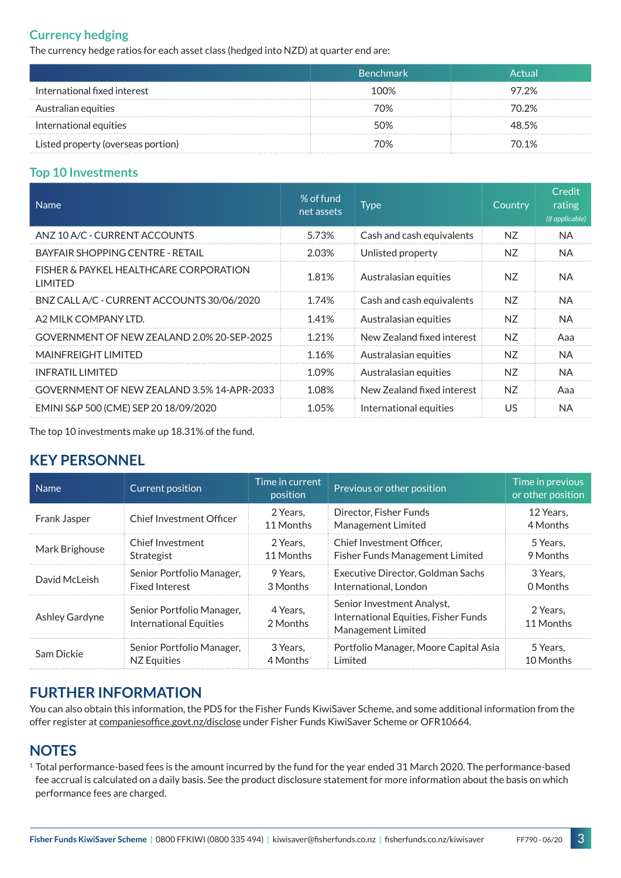## Currency hedging

The currency hedge ratios for each asset class (hedged into NZD) at quarter end are:

| | Benchmark | Actual |
|---|---|---|
| International fixed interest | 100% | 97.2% |
| Australian equities | 70% | 70.2% |
| International equities | 50% | 48.5% |
| Listed property (overseas portion) | 70% | 70.1% |

## Top 10 Investments

| Name | % of fund net assets | Type | Country | Credit rating *(if applicable)* |
|---|---|---|---|---|
| ANZ 10 A/C - CURRENT ACCOUNTS | 5.73% | Cash and cash equivalents | NZ | NA |
| BAYFAIR SHOPPING CENTRE - RETAIL | 2.03% | Unlisted property | NZ | NA |
| FISHER & PAYKEL HEALTHCARE CORPORATION LIMITED | 1.81% | Australasian equities | NZ | NA |
| BNZ CALL A/C - CURRENT ACCOUNTS 30/06/2020 | 1.74% | Cash and cash equivalents | NZ | NA |
| A2 MILK COMPANY LTD. | 1.41% | Australasian equities | NZ | NA |
| GOVERNMENT OF NEW ZEALAND 2.0% 20-SEP-2025 | 1.21% | New Zealand fixed interest | NZ | Aaa |
| MAINFREIGHT LIMITED | 1.16% | Australasian equities | NZ | NA |
| INFRATIL LIMITED | 1.09% | Australasian equities | NZ | NA |
| GOVERNMENT OF NEW ZEALAND 3.5% 14-APR-2033 | 1.08% | New Zealand fixed interest | NZ | Aaa |
| EMINI S&P 500 (CME) SEP 20 18/09/2020 | 1.05% | International equities | US | NA |

The top 10 investments make up 18.31% of the fund.

## KEY PERSONNEL

| Name | Current position | Time in current position | Previous or other position | Time in previous or other position |
|---|---|---|---|---|
| Frank Jasper | Chief Investment Officer | 2 Years, 11 Months | Director, Fisher Funds Management Limited | 12 Years, 4 Months |
| Mark Brighouse | Chief Investment Strategist | 2 Years, 11 Months | Chief Investment Officer, Fisher Funds Management Limited | 5 Years, 9 Months |
| David McLeish | Senior Portfolio Manager, Fixed Interest | 9 Years, 3 Months | Executive Director, Goldman Sachs International, London | 3 Years, 0 Months |
| Ashley Gardyne | Senior Portfolio Manager, International Equities | 4 Years, 2 Months | Senior Investment Analyst, International Equities, Fisher Funds Management Limited | 2 Years, 11 Months |
| Sam Dickie | Senior Portfolio Manager, NZ Equities | 3 Years, 4 Months | Portfolio Manager, Moore Capital Asia Limited | 5 Years, 10 Months |

## FURTHER INFORMATION

You can also obtain this information, the PDS for the Fisher Funds KiwiSaver Scheme, and some additional information from the offer register at companiesoffice.govt.nz/disclose under Fisher Funds KiwiSaver Scheme or OFR10664.

## NOTES

[1] Total performance-based fees is the amount incurred by the fund for the year ended 31 March 2020. The performance-based fee accrual is calculated on a daily basis. See the product disclosure statement for more information about the basis on which performance fees are charged.